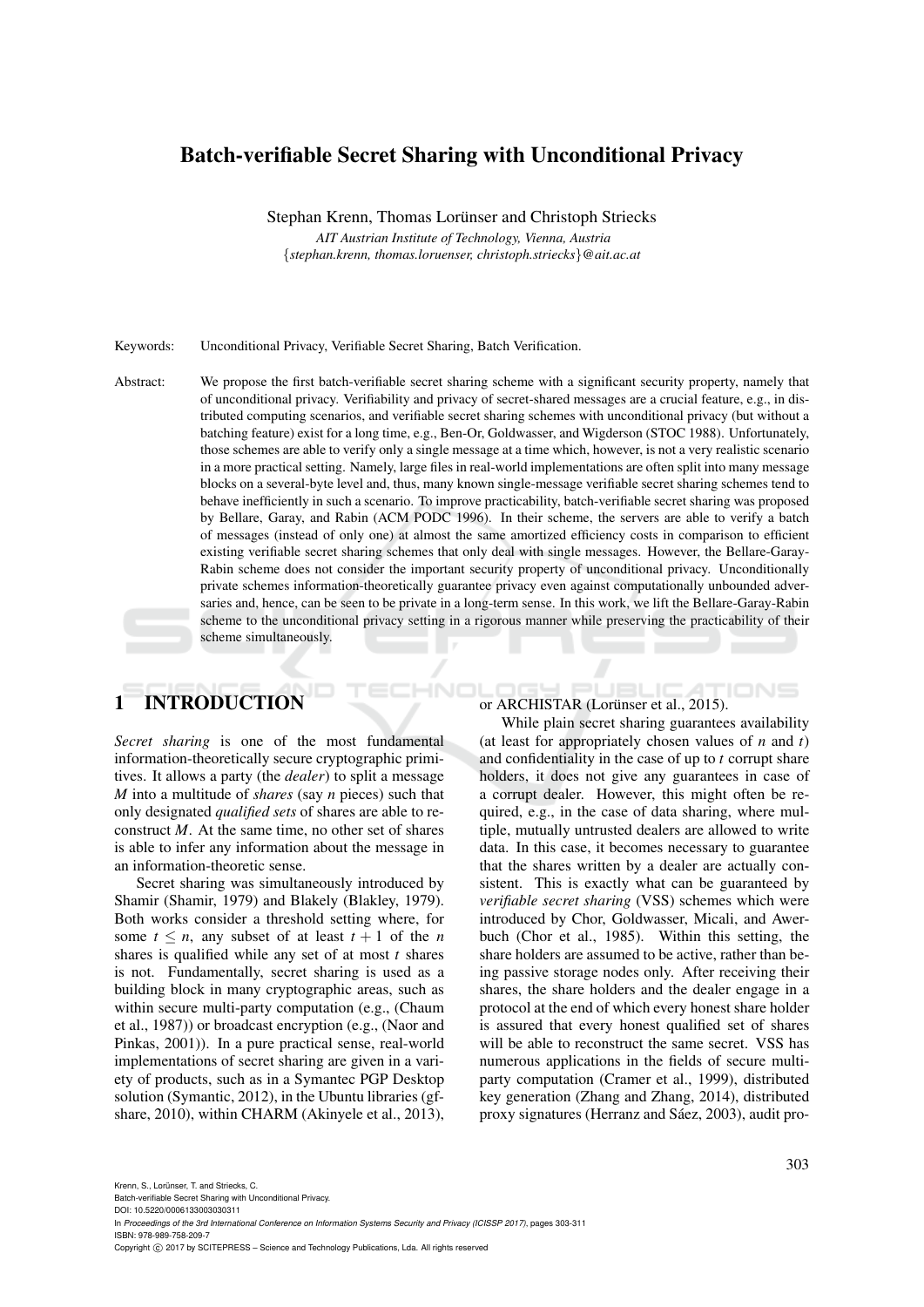# Batch-verifiable Secret Sharing with Unconditional Privacy

Stephan Krenn, Thomas Lorünser and Christoph Striecks

*AIT Austrian Institute of Technology, Vienna, Austria*
{*stephan.krenn, thomas.loruenser, christoph.striecks*}*@ait.ac.at*

Keywords: Unconditional Privacy, Verifiable Secret Sharing, Batch Verification.

Abstract: We propose the first batch-verifiable secret sharing scheme with a significant security property, namely that of unconditional privacy. Verifiability and privacy of secret-shared messages are a crucial feature, e.g., in distributed computing scenarios, and verifiable secret sharing schemes with unconditional privacy (but without a batching feature) exist for a long time, e.g., Ben-Or, Goldwasser, and Wigderson (STOC 1988). Unfortunately, those schemes are able to verify only a single message at a time which, however, is not a very realistic scenario in a more practical setting. Namely, large files in real-world implementations are often split into many message blocks on a several-byte level and, thus, many known single-message verifiable secret sharing schemes tend to behave inefficiently in such a scenario. To improve practicability, batch-verifiable secret sharing was proposed by Bellare, Garay, and Rabin (ACM PODC 1996). In their scheme, the servers are able to verify a batch of messages (instead of only one) at almost the same amortized efficiency costs in comparison to efficient existing verifiable secret sharing schemes that only deal with single messages. However, the Bellare-Garay-Rabin scheme does not consider the important security property of unconditional privacy. Unconditionally private schemes information-theoretically guarantee privacy even against computationally unbounded adversaries and, hence, can be seen to be private in a long-term sense. In this work, we lift the Bellare-Garay-Rabin scheme to the unconditional privacy setting in a rigorous manner while preserving the practicability of their scheme simultaneously.

## 1 INTRODUCTION

*Secret sharing* is one of the most fundamental information-theoretically secure cryptographic primitives. It allows a party (the *dealer*) to split a message $M$ into a multitude of *shares* (say $n$ pieces) such that only designated *qualified sets* of shares are able to reconstruct $M$. At the same time, no other set of shares is able to infer any information about the message in an information-theoretic sense.

Secret sharing was simultaneously introduced by Shamir (Shamir, 1979) and Blakely (Blakley, 1979). Both works consider a threshold setting where, for some $t \leq n$, any subset of at least $t+1$ of the $n$ shares is qualified while any set of at most $t$ shares is not. Fundamentally, secret sharing is used as a building block in many cryptographic areas, such as within secure multi-party computation (e.g., (Chaum et al., 1987)) or broadcast encryption (e.g., (Naor and Pinkas, 2001)). In a pure practical sense, real-world implementations of secret sharing are given in a variety of products, such as in a Symantec PGP Desktop solution (Symantic, 2012), in the Ubuntu libraries (gfshare, 2010), within CHARM (Akinyele et al., 2013), or ARCHISTAR (Lorünser et al., 2015).

While plain secret sharing guarantees availability (at least for appropriately chosen values of $n$ and $t$) and confidentiality in the case of up to $t$ corrupt share holders, it does not give any guarantees in case of a corrupt dealer. However, this might often be required, e.g., in the case of data sharing, where multiple, mutually untrusted dealers are allowed to write data. In this case, it becomes necessary to guarantee that the shares written by a dealer are actually consistent. This is exactly what can be guaranteed by *verifiable secret sharing* (VSS) schemes which were introduced by Chor, Goldwasser, Micali, and Awerbuch (Chor et al., 1985). Within this setting, the share holders are assumed to be active, rather than being passive storage nodes only. After receiving their shares, the share holders and the dealer engage in a protocol at the end of which every honest share holder is assured that every honest qualified set of shares will be able to reconstruct the same secret. VSS has numerous applications in the fields of secure multi-party computation (Cramer et al., 1999), distributed key generation (Zhang and Zhang, 2014), distributed proxy signatures (Herranz and Sáez, 2003), audit pro-

Krenn, S., Lorünser, T. and Striecks, C.
Batch-verifiable Secret Sharing with Unconditional Privacy.
DOI: 10.5220/0006133003030311
In *Proceedings of the 3rd International Conference on Information Systems Security and Privacy (ICISSP 2017)*, pages 303-311
ISBN: 978-989-758-209-7
Copyright © 2017 by SCITEPRESS – Science and Technology Publications, Lda. All rights reserved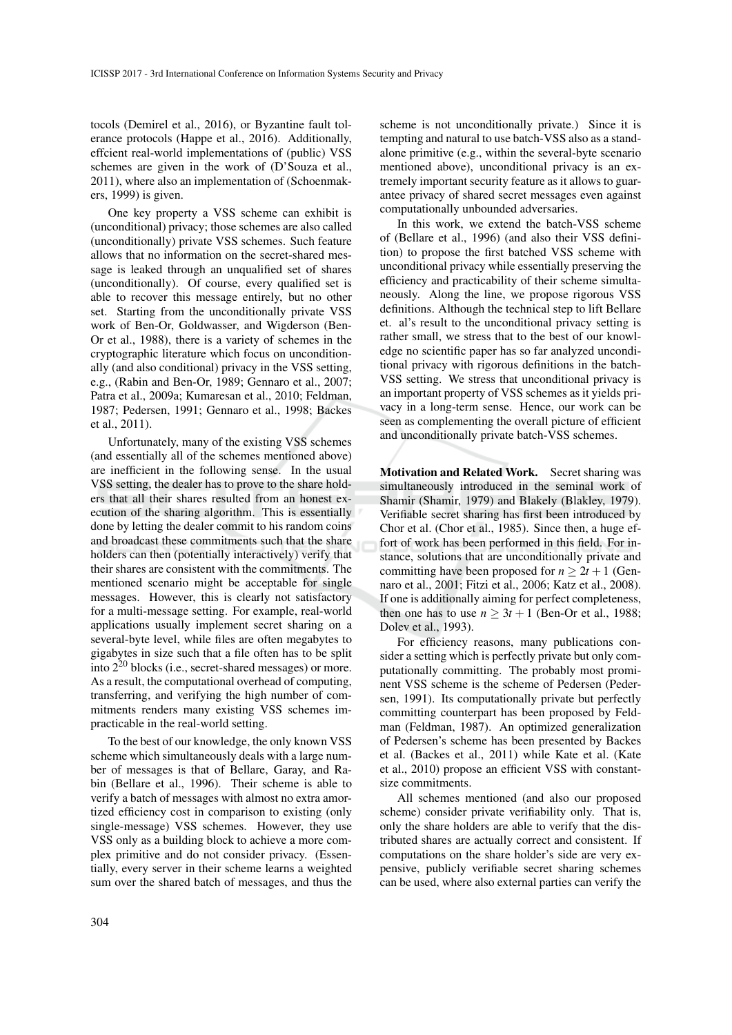tocols (Demirel et al., 2016), or Byzantine fault tolerance protocols (Happe et al., 2016). Additionally, effcient real-world implementations of (public) VSS schemes are given in the work of (D'Souza et al., 2011), where also an implementation of (Schoenmakers, 1999) is given.

One key property a VSS scheme can exhibit is (unconditional) privacy; those schemes are also called (unconditionally) private VSS schemes. Such feature allows that no information on the secret-shared message is leaked through an unqualified set of shares (unconditionally). Of course, every qualified set is able to recover this message entirely, but no other set. Starting from the unconditionally private VSS work of Ben-Or, Goldwasser, and Wigderson (Ben-Or et al., 1988), there is a variety of schemes in the cryptographic literature which focus on unconditionally (and also conditional) privacy in the VSS setting, e.g., (Rabin and Ben-Or, 1989; Gennaro et al., 2007; Patra et al., 2009a; Kumaresan et al., 2010; Feldman, 1987; Pedersen, 1991; Gennaro et al., 1998; Backes et al., 2011).

Unfortunately, many of the existing VSS schemes (and essentially all of the schemes mentioned above) are inefficient in the following sense. In the usual VSS setting, the dealer has to prove to the share holders that all their shares resulted from an honest execution of the sharing algorithm. This is essentially done by letting the dealer commit to his random coins and broadcast these commitments such that the share holders can then (potentially interactively) verify that their shares are consistent with the commitments. The mentioned scenario might be acceptable for single messages. However, this is clearly not satisfactory for a multi-message setting. For example, real-world applications usually implement secret sharing on a several-byte level, while files are often megabytes to gigabytes in size such that a file often has to be split into $2^{20}$ blocks (i.e., secret-shared messages) or more. As a result, the computational overhead of computing, transferring, and verifying the high number of commitments renders many existing VSS schemes impracticable in the real-world setting.

To the best of our knowledge, the only known VSS scheme which simultaneously deals with a large number of messages is that of Bellare, Garay, and Rabin (Bellare et al., 1996). Their scheme is able to verify a batch of messages with almost no extra amortized efficiency cost in comparison to existing (only single-message) VSS schemes. However, they use VSS only as a building block to achieve a more complex primitive and do not consider privacy. (Essentially, every server in their scheme learns a weighted sum over the shared batch of messages, and thus the scheme is not unconditionally private.) Since it is tempting and natural to use batch-VSS also as a standalone primitive (e.g., within the several-byte scenario mentioned above), unconditional privacy is an extremely important security feature as it allows to guarantee privacy of shared secret messages even against computationally unbounded adversaries.

In this work, we extend the batch-VSS scheme of (Bellare et al., 1996) (and also their VSS definition) to propose the first batched VSS scheme with unconditional privacy while essentially preserving the efficiency and practicability of their scheme simultaneously. Along the line, we propose rigorous VSS definitions. Although the technical step to lift Bellare et. al's result to the unconditional privacy setting is rather small, we stress that to the best of our knowledge no scientific paper has so far analyzed unconditional privacy with rigorous definitions in the batch-VSS setting. We stress that unconditional privacy is an important property of VSS schemes as it yields privacy in a long-term sense. Hence, our work can be seen as complementing the overall picture of efficient and unconditionally private batch-VSS schemes.

**Motivation and Related Work.** Secret sharing was simultaneously introduced in the seminal work of Shamir (Shamir, 1979) and Blakely (Blakley, 1979). Verifiable secret sharing has first been introduced by Chor et al. (Chor et al., 1985). Since then, a huge effort of work has been performed in this field. For instance, solutions that are unconditionally private and committing have been proposed for $n \geq 2t+1$ (Gennaro et al., 2001; Fitzi et al., 2006; Katz et al., 2008). If one is additionally aiming for perfect completeness, then one has to use $n \geq 3t+1$ (Ben-Or et al., 1988; Dolev et al., 1993).

For efficiency reasons, many publications consider a setting which is perfectly private but only computationally committing. The probably most prominent VSS scheme is the scheme of Pedersen (Pedersen, 1991). Its computationally private but perfectly committing counterpart has been proposed by Feldman (Feldman, 1987). An optimized generalization of Pedersen's scheme has been presented by Backes et al. (Backes et al., 2011) while Kate et al. (Kate et al., 2010) propose an efficient VSS with constant-size commitments.

All schemes mentioned (and also our proposed scheme) consider private verifiability only. That is, only the share holders are able to verify that the distributed shares are actually correct and consistent. If computations on the share holder's side are very expensive, publicly verifiable secret sharing schemes can be used, where also external parties can verify the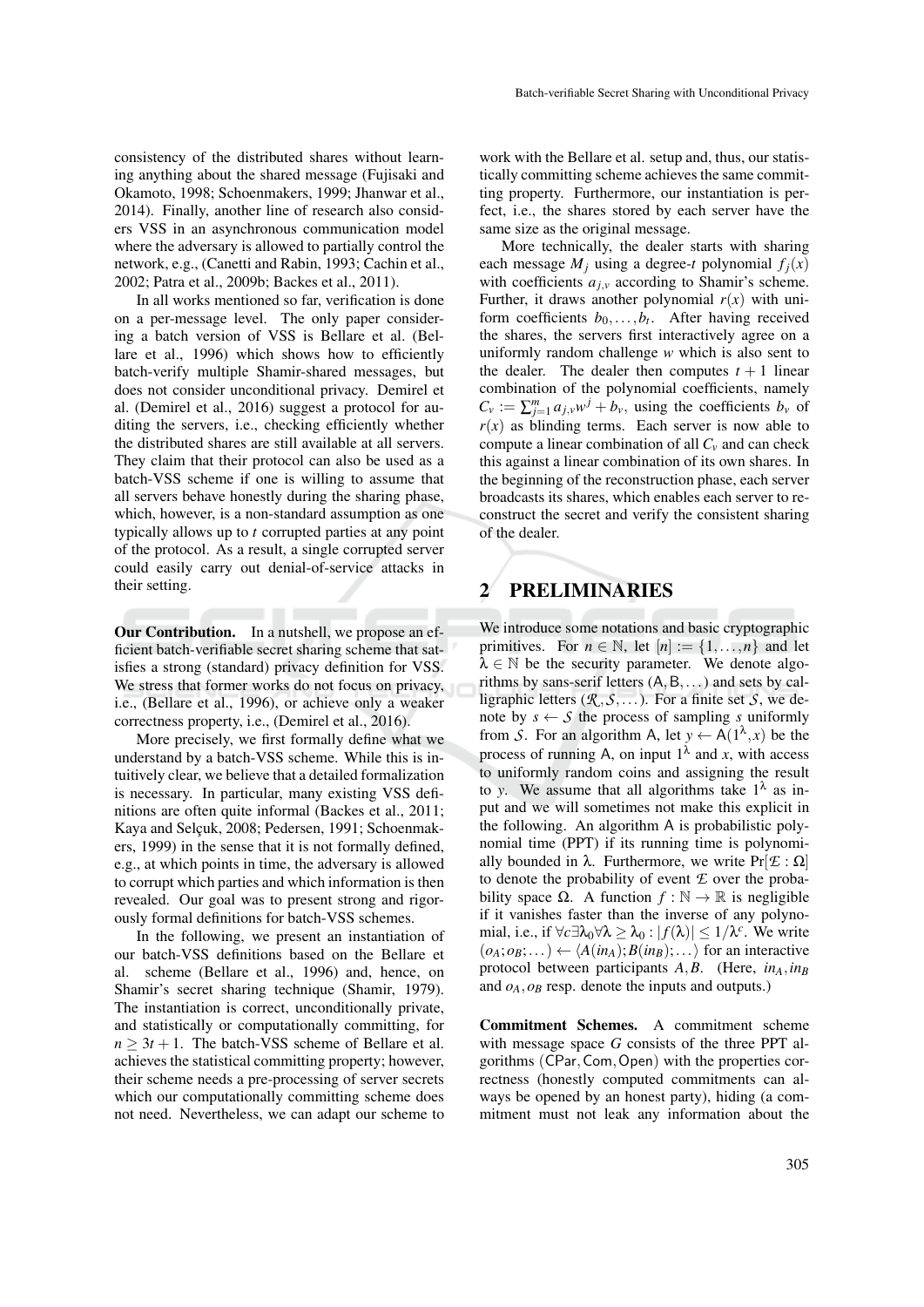consistency of the distributed shares without learning anything about the shared message (Fujisaki and Okamoto, 1998; Schoenmakers, 1999; Jhanwar et al., 2014). Finally, another line of research also considers VSS in an asynchronous communication model where the adversary is allowed to partially control the network, e.g., (Canetti and Rabin, 1993; Cachin et al., 2002; Patra et al., 2009b; Backes et al., 2011).

In all works mentioned so far, verification is done on a per-message level. The only paper considering a batch version of VSS is Bellare et al. (Bellare et al., 1996) which shows how to efficiently batch-verify multiple Shamir-shared messages, but does not consider unconditional privacy. Demirel et al. (Demirel et al., 2016) suggest a protocol for auditing the servers, i.e., checking efficiently whether the distributed shares are still available at all servers. They claim that their protocol can also be used as a batch-VSS scheme if one is willing to assume that all servers behave honestly during the sharing phase, which, however, is a non-standard assumption as one typically allows up to $t$ corrupted parties at any point of the protocol. As a result, a single corrupted server could easily carry out denial-of-service attacks in their setting.

**Our Contribution.** In a nutshell, we propose an efficient batch-verifiable secret sharing scheme that satisfies a strong (standard) privacy definition for VSS. We stress that former works do not focus on privacy, i.e., (Bellare et al., 1996), or achieve only a weaker correctness property, i.e., (Demirel et al., 2016).

More precisely, we first formally define what we understand by a batch-VSS scheme. While this is intuitively clear, we believe that a detailed formalization is necessary. In particular, many existing VSS definitions are often quite informal (Backes et al., 2011; Kaya and Selçuk, 2008; Pedersen, 1991; Schoenmakers, 1999) in the sense that it is not formally defined, e.g., at which points in time, the adversary is allowed to corrupt which parties and which information is then revealed. Our goal was to present strong and rigorously formal definitions for batch-VSS schemes.

In the following, we present an instantiation of our batch-VSS definitions based on the Bellare et al. scheme (Bellare et al., 1996) and, hence, on Shamir's secret sharing technique (Shamir, 1979). The instantiation is correct, unconditionally private, and statistically or computationally committing, for $n \geq 3t+1$. The batch-VSS scheme of Bellare et al. achieves the statistical committing property; however, their scheme needs a pre-processing of server secrets which our computationally committing scheme does not need. Nevertheless, we can adapt our scheme to work with the Bellare et al. setup and, thus, our statistically committing scheme achieves the same committing property. Furthermore, our instantiation is perfect, i.e., the shares stored by each server have the same size as the original message.

More technically, the dealer starts with sharing each message $M_j$ using a degree-$t$ polynomial $f_j(x)$ with coefficients $a_{j,v}$ according to Shamir's scheme. Further, it draws another polynomial $r(x)$ with uniform coefficients $b_0, \ldots, b_t$. After having received the shares, the servers first interactively agree on a uniformly random challenge $w$ which is also sent to the dealer. The dealer then computes $t+1$ linear combination of the polynomial coefficients, namely $C_v := \sum_{j=1}^{m} a_{j,v} w^j + b_v$, using the coefficients $b_v$ of $r(x)$ as blinding terms. Each server is now able to compute a linear combination of all $C_v$ and can check this against a linear combination of its own shares. In the beginning of the reconstruction phase, each server broadcasts its shares, which enables each server to reconstruct the secret and verify the consistent sharing of the dealer.

## 2 PRELIMINARIES

We introduce some notations and basic cryptographic primitives. For $n \in \mathbb{N}$, let $[n] := \{1, \ldots, n\}$ and let $\lambda \in \mathbb{N}$ be the security parameter. We denote algorithms by sans-serif letters ($\mathsf{A}, \mathsf{B}, \ldots$) and sets by calligraphic letters ($\mathcal{R}, \mathcal{S}, \ldots$). For a finite set $\mathcal{S}$, we denote by $s \leftarrow \mathcal{S}$ the process of sampling $s$ uniformly from $\mathcal{S}$. For an algorithm $\mathsf{A}$, let $y \leftarrow \mathsf{A}(1^\lambda, x)$ be the process of running $\mathsf{A}$, on input $1^\lambda$ and $x$, with access to uniformly random coins and assigning the result to $y$. We assume that all algorithms take $1^\lambda$ as input and we will sometimes not make this explicit in the following. An algorithm $\mathsf{A}$ is probabilistic polynomial time (PPT) if its running time is polynomially bounded in $\lambda$. Furthermore, we write $\Pr[\mathcal{E} : \Omega]$ to denote the probability of event $\mathcal{E}$ over the probability space $\Omega$. A function $f : \mathbb{N} \to \mathbb{R}$ is negligible if it vanishes faster than the inverse of any polynomial, i.e., if $\forall c \exists \lambda_0 \forall \lambda \geq \lambda_0 : |f(\lambda)| \leq 1/\lambda^c$. We write $(o_A; o_B; \ldots) \leftarrow \langle A(in_A); B(in_B); \ldots \rangle$ for an interactive protocol between participants $A, B$. (Here, $in_A, in_B$ and $o_A, o_B$ resp. denote the inputs and outputs.)

**Commitment Schemes.** A commitment scheme with message space $G$ consists of the three PPT algorithms $(\mathsf{CPar}, \mathsf{Com}, \mathsf{Open})$ with the properties correctness (honestly computed commitments can always be opened by an honest party), hiding (a commitment must not leak any information about the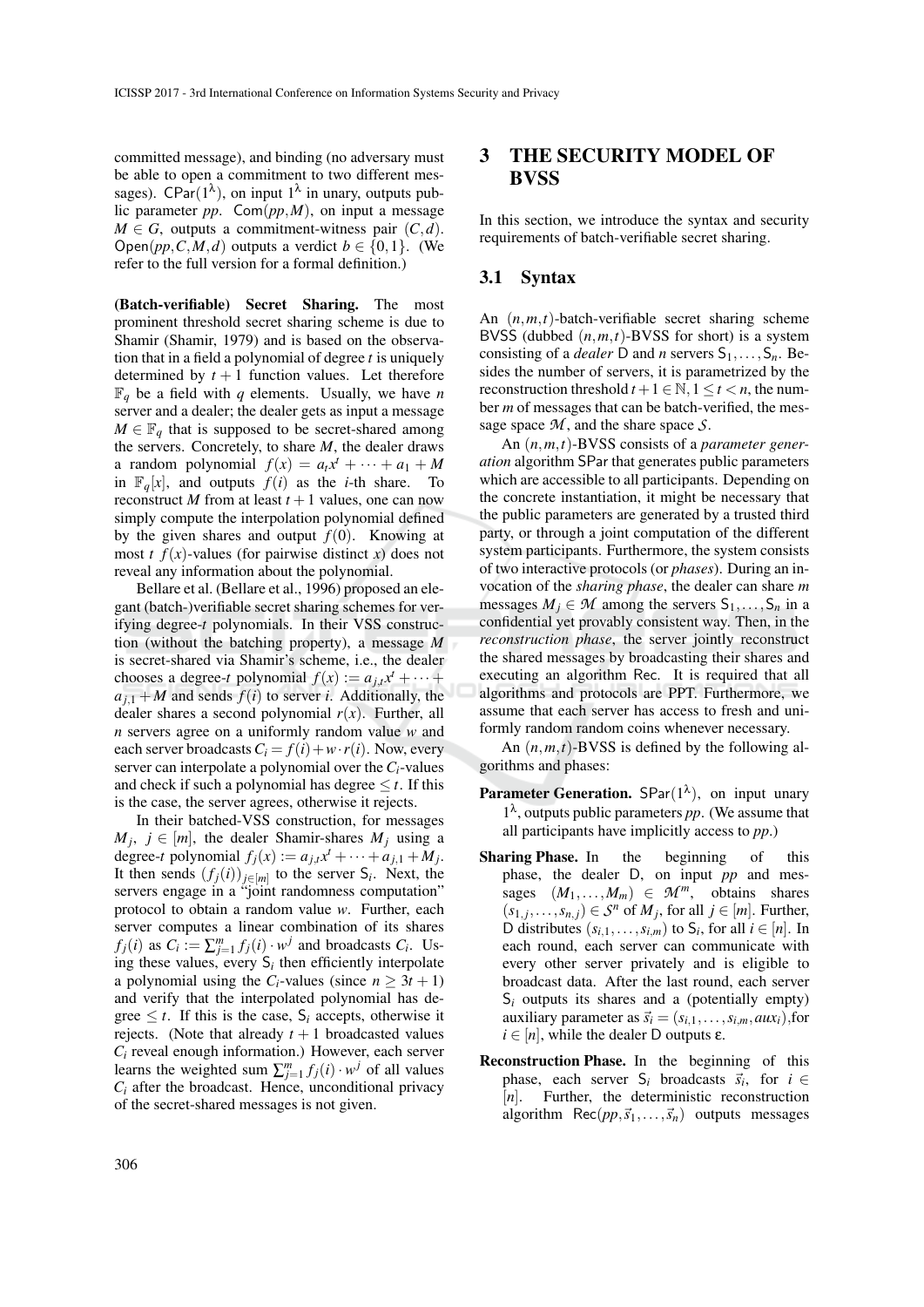committed message), and binding (no adversary must be able to open a commitment to two different messages). $\mathsf{CPar}(1^\lambda)$, on input $1^\lambda$ in unary, outputs public parameter $pp$. $\mathsf{Com}(pp, M)$, on input a message $M \in G$, outputs a commitment-witness pair $(C, d)$. $\mathsf{Open}(pp, C, M, d)$ outputs a verdict $b \in \{0, 1\}$. (We refer to the full version for a formal definition.)

**(Batch-verifiable) Secret Sharing.** The most prominent threshold secret sharing scheme is due to Shamir (Shamir, 1979) and is based on the observation that in a field a polynomial of degree $t$ is uniquely determined by $t+1$ function values. Let therefore $\mathbb{F}_q$ be a field with $q$ elements. Usually, we have $n$ server and a dealer; the dealer gets as input a message $M \in \mathbb{F}_q$ that is supposed to be secret-shared among the servers. Concretely, to share $M$, the dealer draws a random polynomial $f(x) = a_t x^t + \cdots + a_1 + M$ in $\mathbb{F}_q[x]$, and outputs $f(i)$ as the $i$-th share. To reconstruct $M$ from at least $t+1$ values, one can now simply compute the interpolation polynomial defined by the given shares and output $f(0)$. Knowing at most $t$ $f(x)$-values (for pairwise distinct $x$) does not reveal any information about the polynomial.

Bellare et al. (Bellare et al., 1996) proposed an elegant (batch-)verifiable secret sharing schemes for verifying degree-$t$ polynomials. In their VSS construction (without the batching property), a message $M$ is secret-shared via Shamir's scheme, i.e., the dealer chooses a degree-$t$ polynomial $f(x) := a_{j,t}x^t + \cdots + a_{j,1} + M$ and sends $f(i)$ to server $i$. Additionally, the dealer shares a second polynomial $r(x)$. Further, all $n$ servers agree on a uniformly random value $w$ and each server broadcasts $C_i = f(i) + w \cdot r(i)$. Now, every server can interpolate a polynomial over the $C_i$-values and check if such a polynomial has degree $\leq t$. If this is the case, the server agrees, otherwise it rejects.

In their batched-VSS construction, for messages $M_j$, $j \in [m]$, the dealer Shamir-shares $M_j$ using a degree-$t$ polynomial $f_j(x) := a_{j,t}x^t + \cdots + a_{j,1} + M_j$. It then sends $(f_j(i))_{j \in [m]}$ to the server $\mathsf{S}_i$. Next, the servers engage in a "joint randomness computation" protocol to obtain a random value $w$. Further, each server computes a linear combination of its shares $f_j(i)$ as $C_i := \sum_{j=1}^m f_j(i) \cdot w^j$ and broadcasts $C_i$. Using these values, every $\mathsf{S}_i$ then efficiently interpolate a polynomial using the $C_i$-values (since $n \geq 3t+1$) and verify that the interpolated polynomial has degree $\leq t$. If this is the case, $\mathsf{S}_i$ accepts, otherwise it rejects. (Note that already $t+1$ broadcasted values $C_i$ reveal enough information.) However, each server learns the weighted sum $\sum_{j=1}^m f_j(i) \cdot w^j$ of all values $C_i$ after the broadcast. Hence, unconditional privacy of the secret-shared messages is not given.

# 3 THE SECURITY MODEL OF BVSS

In this section, we introduce the syntax and security requirements of batch-verifiable secret sharing.

## 3.1 Syntax

An $(n, m, t)$-batch-verifiable secret sharing scheme BVSS (dubbed $(n, m, t)$-BVSS for short) is a system consisting of a *dealer* $\mathsf{D}$ and $n$ servers $\mathsf{S}_1, \ldots, \mathsf{S}_n$. Besides the number of servers, it is parametrized by the reconstruction threshold $t+1 \in \mathbb{N}, 1 \leq t < n$, the number $m$ of messages that can be batch-verified, the message space $\mathcal{M}$, and the share space $\mathcal{S}$.

An $(n, m, t)$-BVSS consists of a *parameter generation* algorithm $\mathsf{SPar}$ that generates public parameters which are accessible to all participants. Depending on the concrete instantiation, it might be necessary that the public parameters are generated by a trusted third party, or through a joint computation of the different system participants. Furthermore, the system consists of two interactive protocols (or *phases*). During an invocation of the *sharing phase*, the dealer can share $m$ messages $M_j \in \mathcal{M}$ among the servers $\mathsf{S}_1, \ldots, \mathsf{S}_n$ in a confidential yet provably consistent way. Then, in the *reconstruction phase*, the server jointly reconstruct the shared messages by broadcasting their shares and executing an algorithm $\mathsf{Rec}$. It is required that all algorithms and protocols are PPT. Furthermore, we assume that each server has access to fresh and uniformly random random coins whenever necessary.

An $(n, m, t)$-BVSS is defined by the following algorithms and phases:

**Parameter Generation.** $\mathsf{SPar}(1^\lambda)$, on input unary $1^\lambda$, outputs public parameters $pp$. (We assume that all participants have implicitly access to $pp$.)

**Sharing Phase.** In the beginning of this phase, the dealer $\mathsf{D}$, on input $pp$ and messages $(M_1, \ldots, M_m) \in \mathcal{M}^m$, obtains shares $(s_{1,j}, \ldots, s_{n,j}) \in \mathcal{S}^n$ of $M_j$, for all $j \in [m]$. Further, $\mathsf{D}$ distributes $(s_{i,1}, \ldots, s_{i,m})$ to $\mathsf{S}_i$, for all $i \in [n]$. In each round, each server can communicate with every other server privately and is eligible to broadcast data. After the last round, each server $\mathsf{S}_i$ outputs its shares and a (potentially empty) auxiliary parameter as $\vec{s}_i = (s_{i,1}, \ldots, s_{i,m}, aux_i)$, for $i \in [n]$, while the dealer $\mathsf{D}$ outputs $\varepsilon$.

**Reconstruction Phase.** In the beginning of this phase, each server $\mathsf{S}_i$ broadcasts $\vec{s}_i$, for $i \in [n]$. Further, the deterministic reconstruction algorithm $\mathsf{Rec}(pp, \vec{s}_1, \ldots, \vec{s}_n)$ outputs messages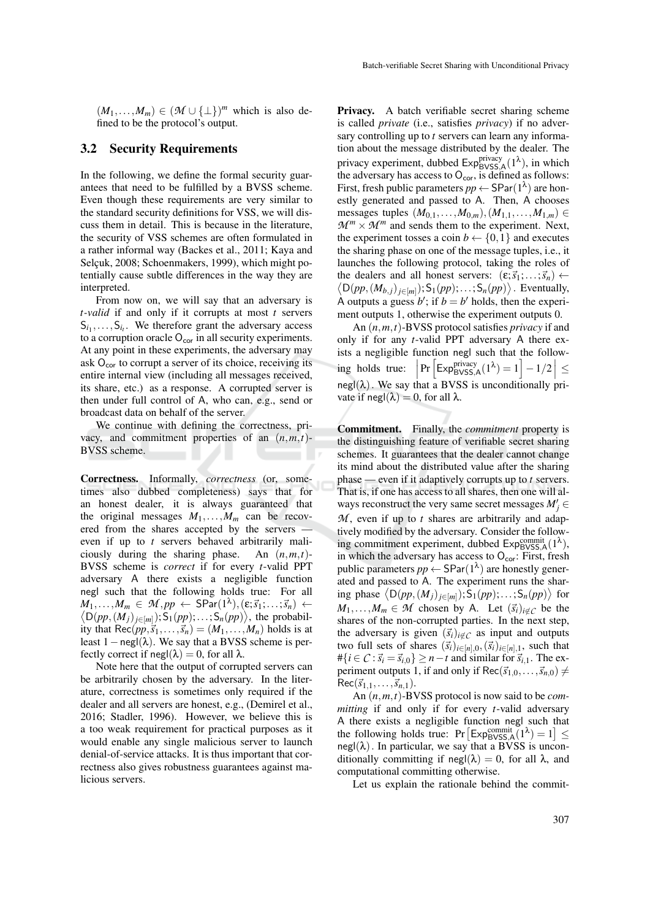$(M_1,\ldots,M_m) \in (\mathcal{M} \cup \{\perp\})^m$ which is also defined to be the protocol's output.

### 3.2 Security Requirements

In the following, we define the formal security guarantees that need to be fulfilled by a BVSS scheme. Even though these requirements are very similar to the standard security definitions for VSS, we will discuss them in detail. This is because in the literature, the security of VSS schemes are often formulated in a rather informal way (Backes et al., 2011; Kaya and Selçuk, 2008; Schoenmakers, 1999), which might potentially cause subtle differences in the way they are interpreted.

From now on, we will say that an adversary is *t-valid* if and only if it corrupts at most $t$ servers $\mathsf{S}_{i_1},\ldots,\mathsf{S}_{i_t}$. We therefore grant the adversary access to a corruption oracle $\mathsf{O}_{\mathsf{cor}}$ in all security experiments. At any point in these experiments, the adversary may ask $\mathsf{O}_{\mathsf{cor}}$ to corrupt a server of its choice, receiving its entire internal view (including all messages received, its share, etc.) as a response. A corrupted server is then under full control of A, who can, e.g., send or broadcast data on behalf of the server.

We continue with defining the correctness, privacy, and commitment properties of an $(n,m,t)$-BVSS scheme.

**Correctness.** Informally, *correctness* (or, sometimes also dubbed completeness) says that for an honest dealer, it is always guaranteed that the original messages $M_1,\ldots,M_m$ can be recovered from the shares accepted by the servers — even if up to $t$ servers behaved arbitrarily maliciously during the sharing phase. An $(n,m,t)$-BVSS scheme is *correct* if for every $t$-valid PPT adversary A there exists a negligible function negl such that the following holds true: For all $M_1,\ldots,M_m \in \mathcal{M}, pp \leftarrow \mathsf{SPar}(1^\lambda), (\varepsilon;\vec{s}_1;\ldots;\vec{s}_n) \leftarrow \left\langle \mathsf{D}(pp,(M_j)_{j\in[m]});\mathsf{S}_1(pp);\ldots;\mathsf{S}_n(pp)\right\rangle$, the probability that $\mathsf{Rec}(pp,\vec{s}_1,\ldots,\vec{s}_n) = (M_1,\ldots,M_n)$ holds is at least $1-\mathsf{negl}(\lambda)$. We say that a BVSS scheme is perfectly correct if $\mathsf{negl}(\lambda) = 0$, for all $\lambda$.

Note here that the output of corrupted servers can be arbitrarily chosen by the adversary. In the literature, correctness is sometimes only required if the dealer and all servers are honest, e.g., (Demirel et al., 2016; Stadler, 1996). However, we believe this is a too weak requirement for practical purposes as it would enable any single malicious server to launch denial-of-service attacks. It is thus important that correctness also gives robustness guarantees against malicious servers.

**Privacy.** A batch verifiable secret sharing scheme is called *private* (i.e., satisfies *privacy*) if no adversary controlling up to $t$ servers can learn any information about the message distributed by the dealer. The privacy experiment, dubbed $\mathsf{Exp}^{\mathsf{privacy}}_{\mathsf{BVSS,A}}(1^\lambda)$, in which the adversary has access to $\mathsf{O}_{\mathsf{cor}}$, is defined as follows: First, fresh public parameters $pp \leftarrow \mathsf{SPar}(1^\lambda)$ are honestly generated and passed to A. Then, A chooses messages tuples $(M_{0,1},\ldots,M_{0,m}),(M_{1,1},\ldots,M_{1,m}) \in \mathcal{M}^m \times \mathcal{M}^m$ and sends them to the experiment. Next, the experiment tosses a coin $b \leftarrow \{0,1\}$ and executes the sharing phase on one of the message tuples, i.e., it launches the following protocol, taking the roles of the dealers and all honest servers: $(\varepsilon;\vec{s}_1;\ldots;\vec{s}_n) \leftarrow \left\langle \mathsf{D}(pp,(M_{b,j})_{j\in[m]});\mathsf{S}_1(pp);\ldots;\mathsf{S}_n(pp)\right\rangle$. Eventually, A outputs a guess $b'$; if $b = b'$ holds, then the experiment outputs 1, otherwise the experiment outputs 0.

An $(n,m,t)$-BVSS protocol satisfies *privacy* if and only if for any $t$-valid PPT adversary A there exists a negligible function negl such that the following holds true: $\left|\Pr\left[\mathsf{Exp}^{\mathsf{privacy}}_{\mathsf{BVSS,A}}(1^\lambda)=1\right]-1/2\right| \leq \mathsf{negl}(\lambda)$. We say that a BVSS is unconditionally private if $\mathsf{negl}(\lambda) = 0$, for all $\lambda$.

**Commitment.** Finally, the *commitment* property is the distinguishing feature of verifiable secret sharing schemes. It guarantees that the dealer cannot change its mind about the distributed value after the sharing phase — even if it adaptively corrupts up to $t$ servers. That is, if one has access to all shares, then one will always reconstruct the very same secret messages $M'_j \in \mathcal{M}$, even if up to $t$ shares are arbitrarily and adaptively modified by the adversary. Consider the following commitment experiment, dubbed $\mathsf{Exp}^{\mathsf{commit}}_{\mathsf{BVSS,A}}(1^\lambda)$, in which the adversary has access to $\mathsf{O}_{\mathsf{cor}}$: First, fresh public parameters $pp \leftarrow \mathsf{SPar}(1^\lambda)$ are honestly generated and passed to A. The experiment runs the sharing phase $\left\langle \mathsf{D}(pp,(M_j)_{j\in[m]});\mathsf{S}_1(pp);\ldots;\mathsf{S}_n(pp)\right\rangle$ for $M_1,\ldots,M_m \in \mathcal{M}$ chosen by A. Let $(\vec{s}_i)_{i\notin \mathcal{C}}$ be the shares of the non-corrupted parties. In the next step, the adversary is given $(\vec{s}_i)_{i\notin \mathcal{C}}$ as input and outputs two full sets of shares $(\vec{s}_i)_{i\in[n],0},(\vec{s}_i)_{i\in[n],1}$, such that $\#\{i \in \mathcal{C} : \vec{s}_i = \vec{s}_{i,0}\} \geq n-t$ and similar for $\vec{s}_{i,1}$. The experiment outputs 1, if and only if $\mathsf{Rec}(\vec{s}_{1,0},\ldots,\vec{s}_{n,0}) \neq \mathsf{Rec}(\vec{s}_{1,1},\ldots,\vec{s}_{n,1})$.

An $(n,m,t)$-BVSS protocol is now said to be *committing* if and only if for every $t$-valid adversary A there exists a negligible function negl such that the following holds true: $\Pr\left[\mathsf{Exp}^{\mathsf{commit}}_{\mathsf{BVSS,A}}(1^\lambda)=1\right] \leq \mathsf{negl}(\lambda)$. In particular, we say that a BVSS is unconditionally committing if $\mathsf{negl}(\lambda) = 0$, for all $\lambda$, and computational committing otherwise.

Let us explain the rationale behind the commit-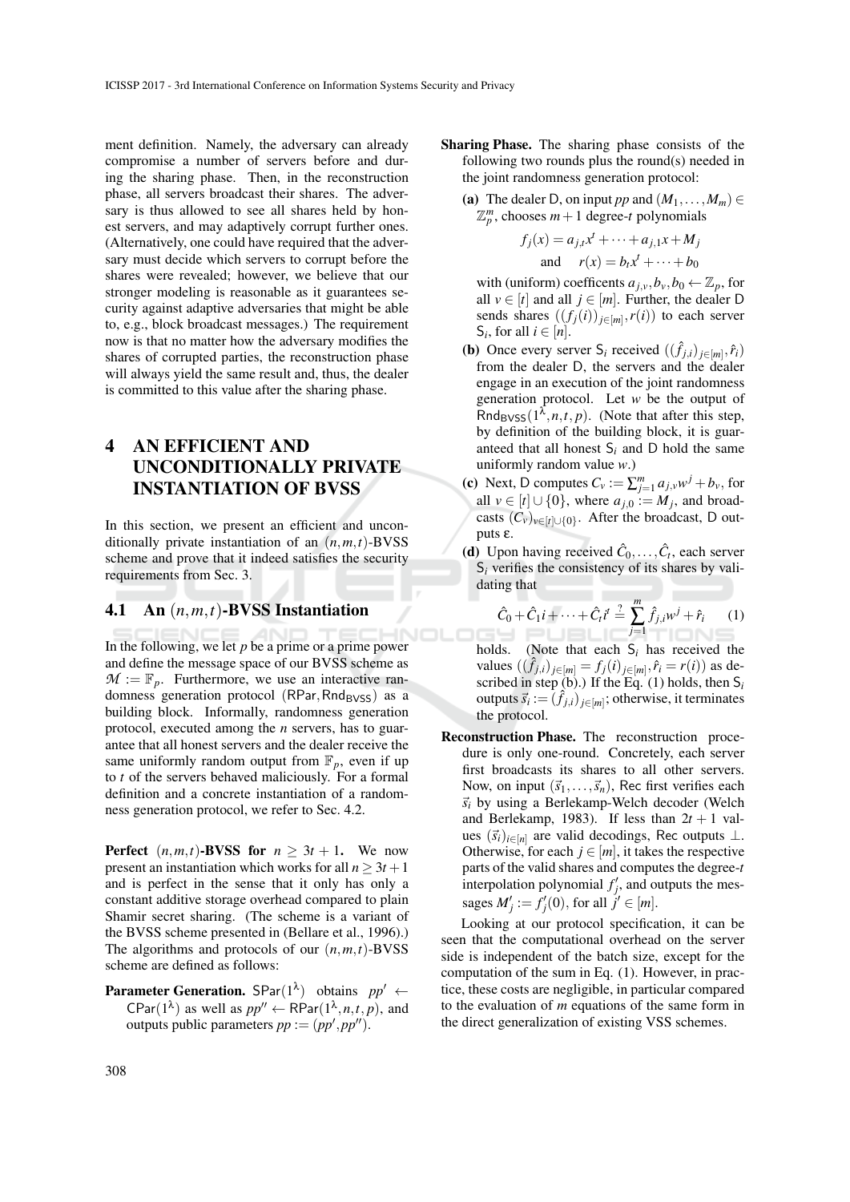ment definition. Namely, the adversary can already compromise a number of servers before and during the sharing phase. Then, in the reconstruction phase, all servers broadcast their shares. The adversary is thus allowed to see all shares held by honest servers, and may adaptively corrupt further ones. (Alternatively, one could have required that the adversary must decide which servers to corrupt before the shares were revealed; however, we believe that our stronger modeling is reasonable as it guarantees security against adaptive adversaries that might be able to, e.g., block broadcast messages.) The requirement now is that no matter how the adversary modifies the shares of corrupted parties, the reconstruction phase will always yield the same result and, thus, the dealer is committed to this value after the sharing phase.

# 4 AN EFFICIENT AND UNCONDITIONALLY PRIVATE INSTANTIATION OF BVSS

In this section, we present an efficient and unconditionally private instantiation of an $(n,m,t)$-BVSS scheme and prove that it indeed satisfies the security requirements from Sec. 3.

## 4.1 An $(n,m,t)$-BVSS Instantiation

In the following, we let $p$ be a prime or a prime power and define the message space of our BVSS scheme as $\mathcal{M} := \mathbb{F}_p$. Furthermore, we use an interactive randomness generation protocol $(\mathsf{RPar}, \mathsf{Rnd}_{\mathsf{BVSS}})$ as a building block. Informally, randomness generation protocol, executed among the $n$ servers, has to guarantee that all honest servers and the dealer receive the same uniformly random output from $\mathbb{F}_p$, even if up to $t$ of the servers behaved maliciously. For a formal definition and a concrete instantiation of a randomness generation protocol, we refer to Sec. 4.2.

**Perfect $(n,m,t)$-BVSS for $n \geq 3t+1$.** We now present an instantiation which works for all $n \geq 3t+1$ and is perfect in the sense that it only has only a constant additive storage overhead compared to plain Shamir secret sharing. (The scheme is a variant of the BVSS scheme presented in (Bellare et al., 1996).) The algorithms and protocols of our $(n,m,t)$-BVSS scheme are defined as follows:

**Parameter Generation.** $\mathsf{SPar}(1^\lambda)$ obtains $pp' \leftarrow \mathsf{CPar}(1^\lambda)$ as well as $pp'' \leftarrow \mathsf{RPar}(1^\lambda, n, t, p)$, and outputs public parameters $pp := (pp', pp'')$.

**Sharing Phase.** The sharing phase consists of the following two rounds plus the round(s) needed in the joint randomness generation protocol:

**(a)** The dealer $\mathsf{D}$, on input $pp$ and $(M_1, \ldots, M_m) \in \mathbb{Z}_p^m$, chooses $m+1$ degree-$t$ polynomials

$$f_j(x) = a_{j,t}x^t + \cdots + a_{j,1}x + M_j$$
$$\text{and} \quad r(x) = b_t x^t + \cdots + b_0$$

with (uniform) coefficents $a_{j,v}, b_v, b_0 \leftarrow \mathbb{Z}_p$, for all $v \in [t]$ and all $j \in [m]$. Further, the dealer $\mathsf{D}$ sends shares $((f_j(i))_{j\in[m]}, r(i))$ to each server $\mathsf{S}_i$, for all $i \in [n]$.

**(b)** Once every server $\mathsf{S}_i$ received $((\hat{f}_{j,i})_{j\in[m]}, \hat{r}_i)$ from the dealer $\mathsf{D}$, the servers and the dealer engage in an execution of the joint randomness generation protocol. Let $w$ be the output of $\mathsf{Rnd}_{\mathsf{BVSS}}(1^\lambda, n, t, p)$. (Note that after this step, by definition of the building block, it is guaranteed that all honest $\mathsf{S}_i$ and $\mathsf{D}$ hold the same uniformly random value $w$.)

**(c)** Next, $\mathsf{D}$ computes $C_v := \sum_{j=1}^m a_{j,v}w^j + b_v$, for all $v \in [t] \cup \{0\}$, where $a_{j,0} := M_j$, and broadcasts $(C_v)_{v\in[t]\cup\{0\}}$. After the broadcast, $\mathsf{D}$ outputs $\varepsilon$.

**(d)** Upon having received $\hat{C}_0, \ldots, \hat{C}_t$, each server $\mathsf{S}_i$ verifies the consistency of its shares by validating that

$$\hat{C}_0 + \hat{C}_1 i + \cdots + \hat{C}_t i^t \stackrel{?}{=} \sum_{j=1}^m \hat{f}_{j,i}w^j + \hat{r}_i \qquad (1)$$

holds. (Note that each $\mathsf{S}_i$ has received the values $((\hat{f}_{j,i})_{j\in[m]} = f_j(i)_{j\in[m]}, \hat{r}_i = r(i))$ as described in step (b).) If the Eq. (1) holds, then $\mathsf{S}_i$ outputs $\vec{s}_i := (\hat{f}_{j,i})_{j\in[m]}$; otherwise, it terminates the protocol.

**Reconstruction Phase.** The reconstruction procedure is only one-round. Concretely, each server first broadcasts its shares to all other servers. Now, on input $(\vec{s}_1, \ldots, \vec{s}_n)$, $\mathsf{Rec}$ first verifies each $\vec{s}_i$ by using a Berlekamp-Welch decoder (Welch and Berlekamp, 1983). If less than $2t+1$ values $(\vec{s}_i)_{i\in[n]}$ are valid decodings, $\mathsf{Rec}$ outputs $\perp$. Otherwise, for each $j \in [m]$, it takes the respective parts of the valid shares and computes the degree-$t$ interpolation polynomial $f'_j$, and outputs the messages $M'_j := f'_j(0)$, for all $j' \in [m]$.

Looking at our protocol specification, it can be seen that the computational overhead on the server side is independent of the batch size, except for the computation of the sum in Eq. (1). However, in practice, these costs are negligible, in particular compared to the evaluation of $m$ equations of the same form in the direct generalization of existing VSS schemes.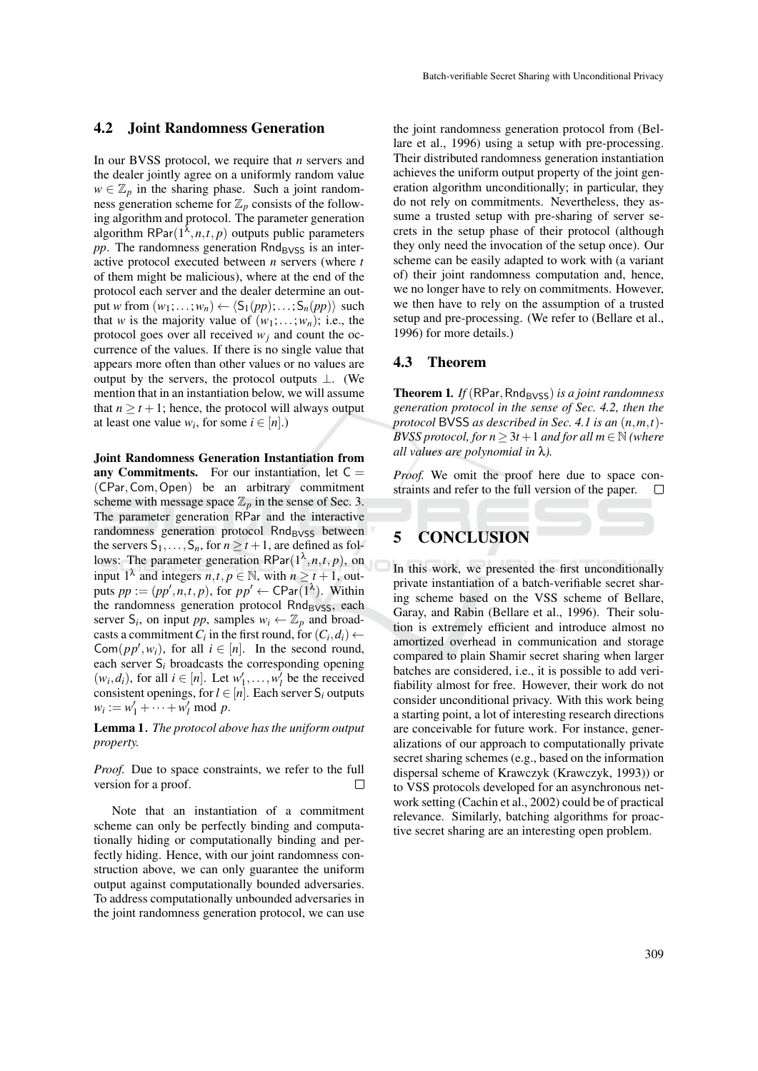### 4.2 Joint Randomness Generation

In our BVSS protocol, we require that $n$ servers and the dealer jointly agree on a uniformly random value $w \in \mathbb{Z}_p$ in the sharing phase. Such a joint randomness generation scheme for $\mathbb{Z}_p$ consists of the following algorithm and protocol. The parameter generation algorithm $\mathsf{RPar}(1^\lambda, n, t, p)$ outputs public parameters $pp$. The randomness generation $\mathsf{Rnd}_{\mathsf{BVSS}}$ is an interactive protocol executed between $n$ servers (where $t$ of them might be malicious), where at the end of the protocol each server and the dealer determine an output $w$ from $(w_1; \ldots; w_n) \leftarrow \langle \mathsf{S}_1(pp); \ldots; \mathsf{S}_n(pp) \rangle$ such that $w$ is the majority value of $(w_1; \ldots; w_n)$; i.e., the protocol goes over all received $w_j$ and count the occurrence of the values. If there is no single value that appears more often than other values or no values are output by the servers, the protocol outputs $\perp$. (We mention that in an instantiation below, we will assume that $n \geq t+1$; hence, the protocol will always output at least one value $w_i$, for some $i \in [n]$.)

**Joint Randomness Generation Instantiation from any Commitments.** For our instantiation, let $\mathsf{C} = (\mathsf{CPar}, \mathsf{Com}, \mathsf{Open})$ be an arbitrary commitment scheme with message space $\mathbb{Z}_p$ in the sense of Sec. 3. The parameter generation $\mathsf{RPar}$ and the interactive randomness generation protocol $\mathsf{Rnd}_{\mathsf{BVSS}}$ between the servers $\mathsf{S}_1, \ldots, \mathsf{S}_n$, for $n \geq t+1$, are defined as follows: The parameter generation $\mathsf{RPar}(1^\lambda, n, t, p)$, on input $1^\lambda$ and integers $n, t, p \in \mathbb{N}$, with $n \geq t+1$, outputs $pp := (pp', n, t, p)$, for $pp' \leftarrow \mathsf{CPar}(1^\lambda)$. Within the randomness generation protocol $\mathsf{Rnd}_{\mathsf{BVSS}}$, each server $\mathsf{S}_i$, on input $pp$, samples $w_i \leftarrow \mathbb{Z}_p$ and broadcasts a commitment $C_i$ in the first round, for $(C_i, d_i) \leftarrow \mathsf{Com}(pp', w_i)$, for all $i \in [n]$. In the second round, each server $\mathsf{S}_i$ broadcasts the corresponding opening $(w_i, d_i)$, for all $i \in [n]$. Let $w'_1, \ldots, w'_l$ be the received consistent openings, for $l \in [n]$. Each server $\mathsf{S}_i$ outputs $w_i := w'_1 + \cdots + w'_l \bmod p$.

**Lemma 1.** *The protocol above has the uniform output property.*

*Proof.* Due to space constraints, we refer to the full version for a proof. □

Note that an instantiation of a commitment scheme can only be perfectly binding and computationally hiding or computationally binding and perfectly hiding. Hence, with our joint randomness construction above, we can only guarantee the uniform output against computationally bounded adversaries. To address computationally unbounded adversaries in the joint randomness generation protocol, we can use the joint randomness generation protocol from (Bellare et al., 1996) using a setup with pre-processing. Their distributed randomness generation instantiation achieves the uniform output property of the joint generation algorithm unconditionally; in particular, they do not rely on commitments. Nevertheless, they assume a trusted setup with pre-sharing of server secrets in the setup phase of their protocol (although they only need the invocation of the setup once). Our scheme can be easily adapted to work with (a variant of) their joint randomness computation and, hence, we no longer have to rely on commitments. However, we then have to rely on the assumption of a trusted setup and pre-processing. (We refer to (Bellare et al., 1996) for more details.)

### 4.3 Theorem

**Theorem 1.** *If* $(\mathsf{RPar}, \mathsf{Rnd}_{\mathsf{BVSS}})$ *is a joint randomness generation protocol in the sense of Sec. 4.2, then the protocol* $\mathsf{BVSS}$ *as described in Sec. 4.1 is an* $(n, m, t)$*-BVSS protocol, for* $n \geq 3t+1$ *and for all* $m \in \mathbb{N}$ *(where all values are polynomial in* $\lambda$*).*

*Proof.* We omit the proof here due to space constraints and refer to the full version of the paper. □

## 5 CONCLUSION

In this work, we presented the first unconditionally private instantiation of a batch-verifiable secret sharing scheme based on the VSS scheme of Bellare, Garay, and Rabin (Bellare et al., 1996). Their solution is extremely efficient and introduce almost no amortized overhead in communication and storage compared to plain Shamir secret sharing when larger batches are considered, i.e., it is possible to add verifiability almost for free. However, their work do not consider unconditional privacy. With this work being a starting point, a lot of interesting research directions are conceivable for future work. For instance, generalizations of our approach to computationally private secret sharing schemes (e.g., based on the information dispersal scheme of Krawczyk (Krawczyk, 1993)) or to VSS protocols developed for an asynchronous network setting (Cachin et al., 2002) could be of practical relevance. Similarly, batching algorithms for proactive secret sharing are an interesting open problem.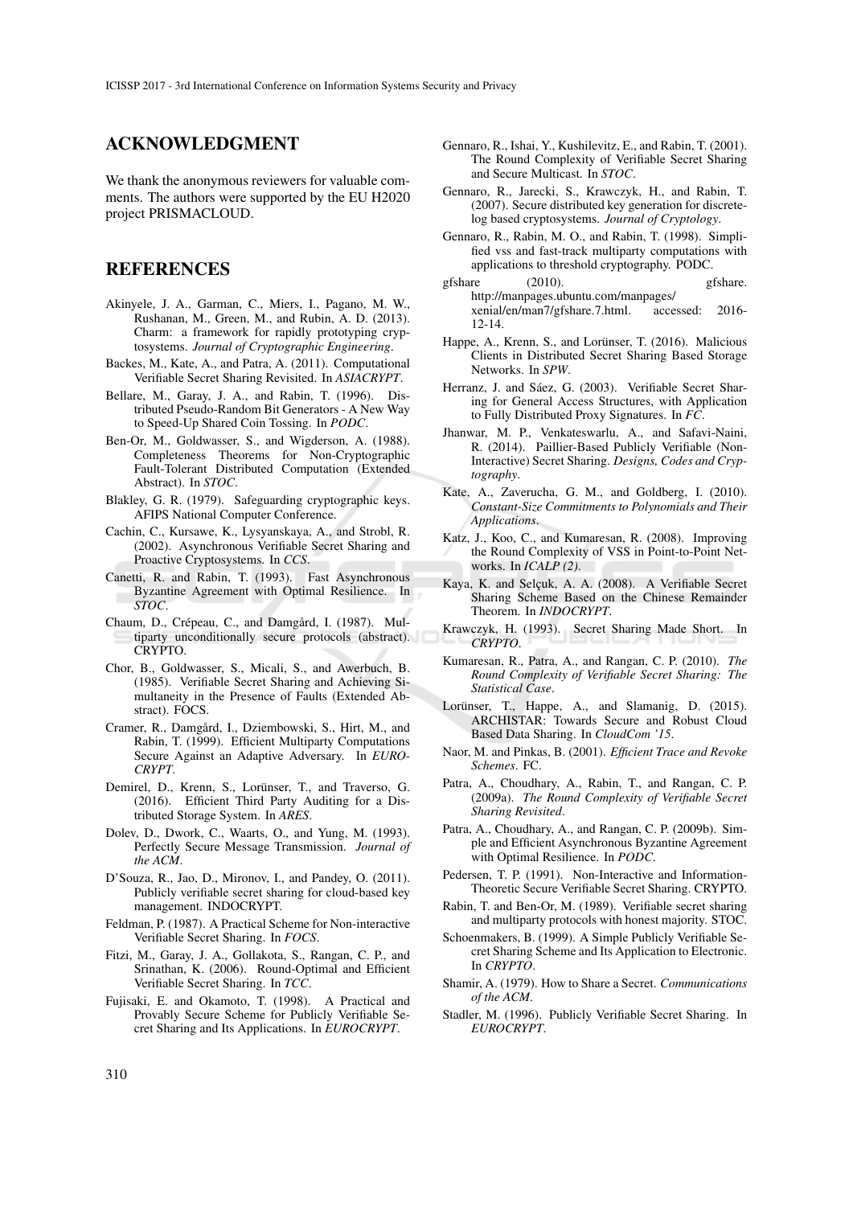## ACKNOWLEDGMENT

We thank the anonymous reviewers for valuable comments. The authors were supported by the EU H2020 project PRISMACLOUD.

## REFERENCES

Akinyele, J. A., Garman, C., Miers, I., Pagano, M. W., Rushanan, M., Green, M., and Rubin, A. D. (2013). Charm: a framework for rapidly prototyping cryptosystems. *Journal of Cryptographic Engineering*.

Backes, M., Kate, A., and Patra, A. (2011). Computational Verifiable Secret Sharing Revisited. In *ASIACRYPT*.

Bellare, M., Garay, J. A., and Rabin, T. (1996). Distributed Pseudo-Random Bit Generators - A New Way to Speed-Up Shared Coin Tossing. In *PODC*.

Ben-Or, M., Goldwasser, S., and Wigderson, A. (1988). Completeness Theorems for Non-Cryptographic Fault-Tolerant Distributed Computation (Extended Abstract). In *STOC*.

Blakley, G. R. (1979). Safeguarding cryptographic keys. AFIPS National Computer Conference.

Cachin, C., Kursawe, K., Lysyanskaya, A., and Strobl, R. (2002). Asynchronous Verifiable Secret Sharing and Proactive Cryptosystems. In *CCS*.

Canetti, R. and Rabin, T. (1993). Fast Asynchronous Byzantine Agreement with Optimal Resilience. In *STOC*.

Chaum, D., Crépeau, C., and Damgård, I. (1987). Multiparty unconditionally secure protocols (abstract). CRYPTO.

Chor, B., Goldwasser, S., Micali, S., and Awerbuch, B. (1985). Verifiable Secret Sharing and Achieving Simultaneity in the Presence of Faults (Extended Abstract). FOCS.

Cramer, R., Damgård, I., Dziembowski, S., Hirt, M., and Rabin, T. (1999). Efficient Multiparty Computations Secure Against an Adaptive Adversary. In *EUROCRYPT*.

Demirel, D., Krenn, S., Lorünser, T., and Traverso, G. (2016). Efficient Third Party Auditing for a Distributed Storage System. In *ARES*.

Dolev, D., Dwork, C., Waarts, O., and Yung, M. (1993). Perfectly Secure Message Transmission. *Journal of the ACM*.

D'Souza, R., Jao, D., Mironov, I., and Pandey, O. (2011). Publicly verifiable secret sharing for cloud-based key management. INDOCRYPT.

Feldman, P. (1987). A Practical Scheme for Non-interactive Verifiable Secret Sharing. In *FOCS*.

Fitzi, M., Garay, J. A., Gollakota, S., Rangan, C. P., and Srinathan, K. (2006). Round-Optimal and Efficient Verifiable Secret Sharing. In *TCC*.

Fujisaki, E. and Okamoto, T. (1998). A Practical and Provably Secure Scheme for Publicly Verifiable Secret Sharing and Its Applications. In *EUROCRYPT*.

Gennaro, R., Ishai, Y., Kushilevitz, E., and Rabin, T. (2001). The Round Complexity of Verifiable Secret Sharing and Secure Multicast. In *STOC*.

Gennaro, R., Jarecki, S., Krawczyk, H., and Rabin, T. (2007). Secure distributed key generation for discrete-log based cryptosystems. *Journal of Cryptology*.

Gennaro, R., Rabin, M. O., and Rabin, T. (1998). Simplified vss and fast-track multiparty computations with applications to threshold cryptography. PODC.

gfshare (2010). gfshare. http://manpages.ubuntu.com/manpages/xenial/en/man7/gfshare.7.html. accessed: 2016-12-14.

Happe, A., Krenn, S., and Lorünser, T. (2016). Malicious Clients in Distributed Secret Sharing Based Storage Networks. In *SPW*.

Herranz, J. and Sáez, G. (2003). Verifiable Secret Sharing for General Access Structures, with Application to Fully Distributed Proxy Signatures. In *FC*.

Jhanwar, M. P., Venkateswarlu, A., and Safavi-Naini, R. (2014). Paillier-Based Publicly Verifiable (Non-Interactive) Secret Sharing. *Designs, Codes and Cryptography*.

Kate, A., Zaverucha, G. M., and Goldberg, I. (2010). *Constant-Size Commitments to Polynomials and Their Applications*.

Katz, J., Koo, C., and Kumaresan, R. (2008). Improving the Round Complexity of VSS in Point-to-Point Networks. In *ICALP (2)*.

Kaya, K. and Selçuk, A. A. (2008). A Verifiable Secret Sharing Scheme Based on the Chinese Remainder Theorem. In *INDOCRYPT*.

Krawczyk, H. (1993). Secret Sharing Made Short. In *CRYPTO*.

Kumaresan, R., Patra, A., and Rangan, C. P. (2010). *The Round Complexity of Verifiable Secret Sharing: The Statistical Case*.

Lorünser, T., Happe, A., and Slamanig, D. (2015). ARCHISTAR: Towards Secure and Robust Cloud Based Data Sharing. In *CloudCom '15*.

Naor, M. and Pinkas, B. (2001). *Efficient Trace and Revoke Schemes*. FC.

Patra, A., Choudhary, A., Rabin, T., and Rangan, C. P. (2009a). *The Round Complexity of Verifiable Secret Sharing Revisited*.

Patra, A., Choudhary, A., and Rangan, C. P. (2009b). Simple and Efficient Asynchronous Byzantine Agreement with Optimal Resilience. In *PODC*.

Pedersen, T. P. (1991). Non-Interactive and Information-Theoretic Secure Verifiable Secret Sharing. CRYPTO.

Rabin, T. and Ben-Or, M. (1989). Verifiable secret sharing and multiparty protocols with honest majority. STOC.

Schoenmakers, B. (1999). A Simple Publicly Verifiable Secret Sharing Scheme and Its Application to Electronic. In *CRYPTO*.

Shamir, A. (1979). How to Share a Secret. *Communications of the ACM*.

Stadler, M. (1996). Publicly Verifiable Secret Sharing. In *EUROCRYPT*.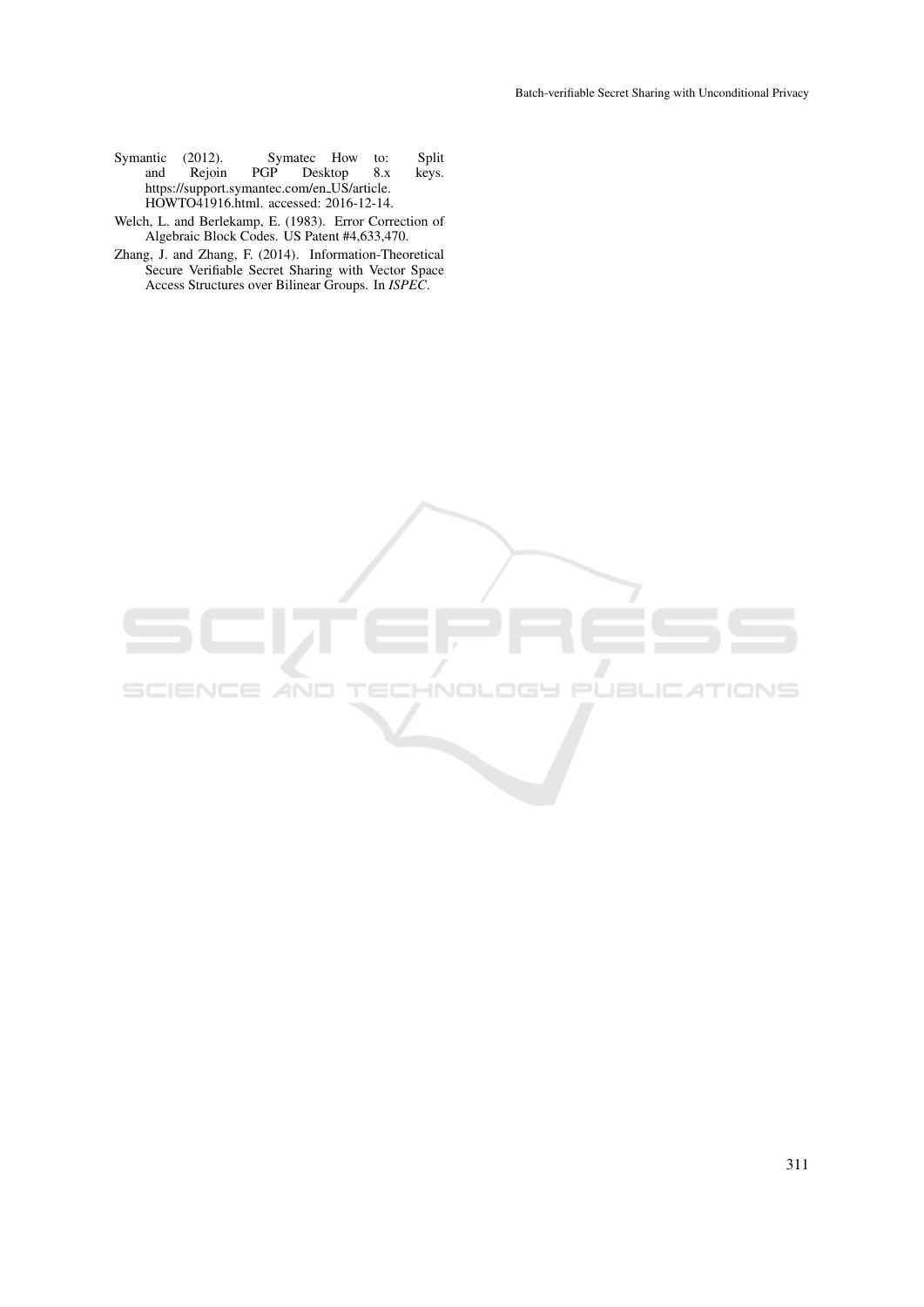Symantic (2012). Symatec How to: Split and Rejoin PGP Desktop 8.x keys. https://support.symantec.com/en_US/article.HOWTO41916.html. accessed: 2016-12-14.

Welch, L. and Berlekamp, E. (1983). Error Correction of Algebraic Block Codes. US Patent #4,633,470.

Zhang, J. and Zhang, F. (2014). Information-Theoretical Secure Verifiable Secret Sharing with Vector Space Access Structures over Bilinear Groups. In *ISPEC*.